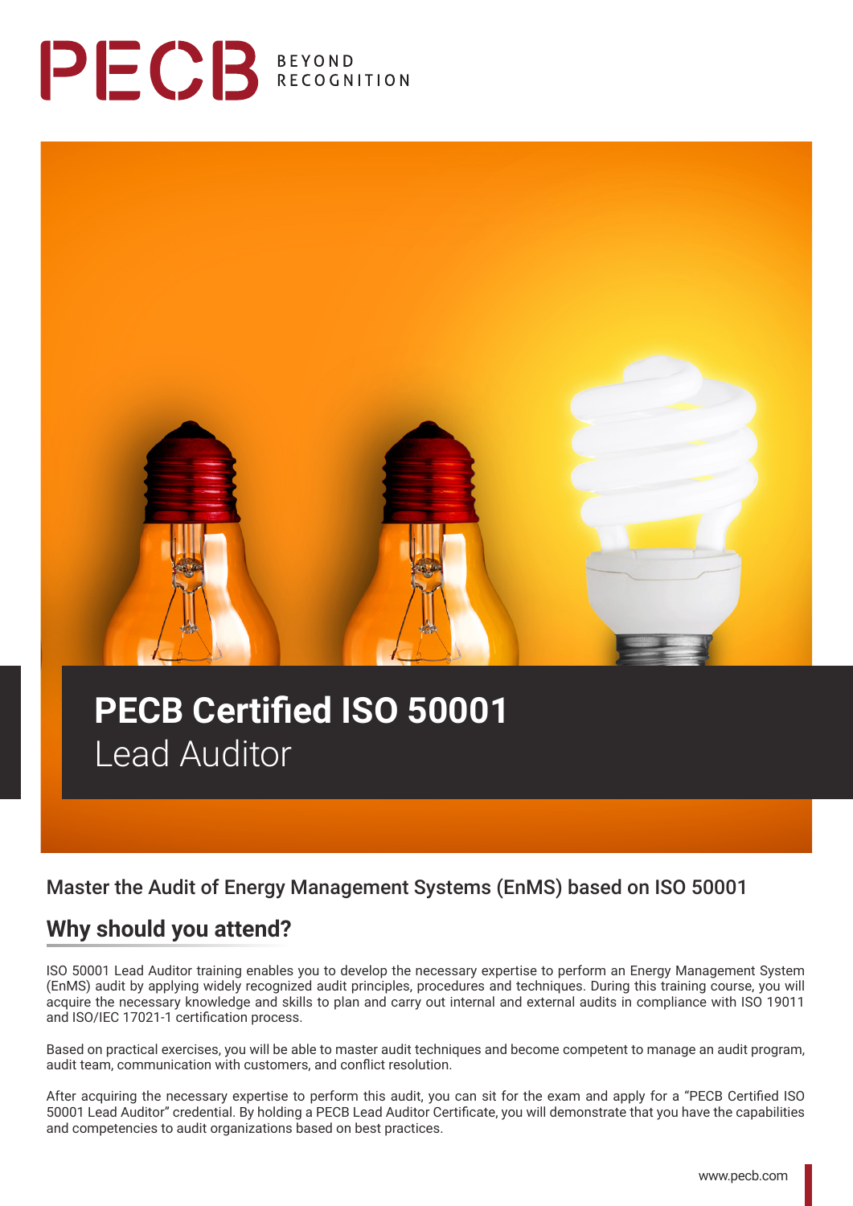# PECB Certified ISO 50001 Lead Auditor

## Master the Audit of Energy Management Systems (EnMS) based on ISO 50001

## Why should you attend?

ISO 50001 Lead Auditor training enables you to develop the necessary expertise to perform an Energy Management System (EnMS) audit by applying widely recognized audit principles, procedures and techniques. During this training course, you will acquire the necessary knowledge and skills to plan and carry out internal and external audits in compliance with ISO 19011 and ISO/IEC 17021-1 certification process.

Based on practical exercises, you will be able to master audit techniques and become competent to manage an audit program, audit team, communication with customers, and conflict resolution.

After acquiring the necessary expertise to perform this audit, you can sit for the exam and apply for a "PECB Certified ISO 50001 Lead Auditor" credential. By holding a PECB Lead Auditor Certificate, you will demonstrate that you have the capabilities and competencies to audit organizations based on best practices.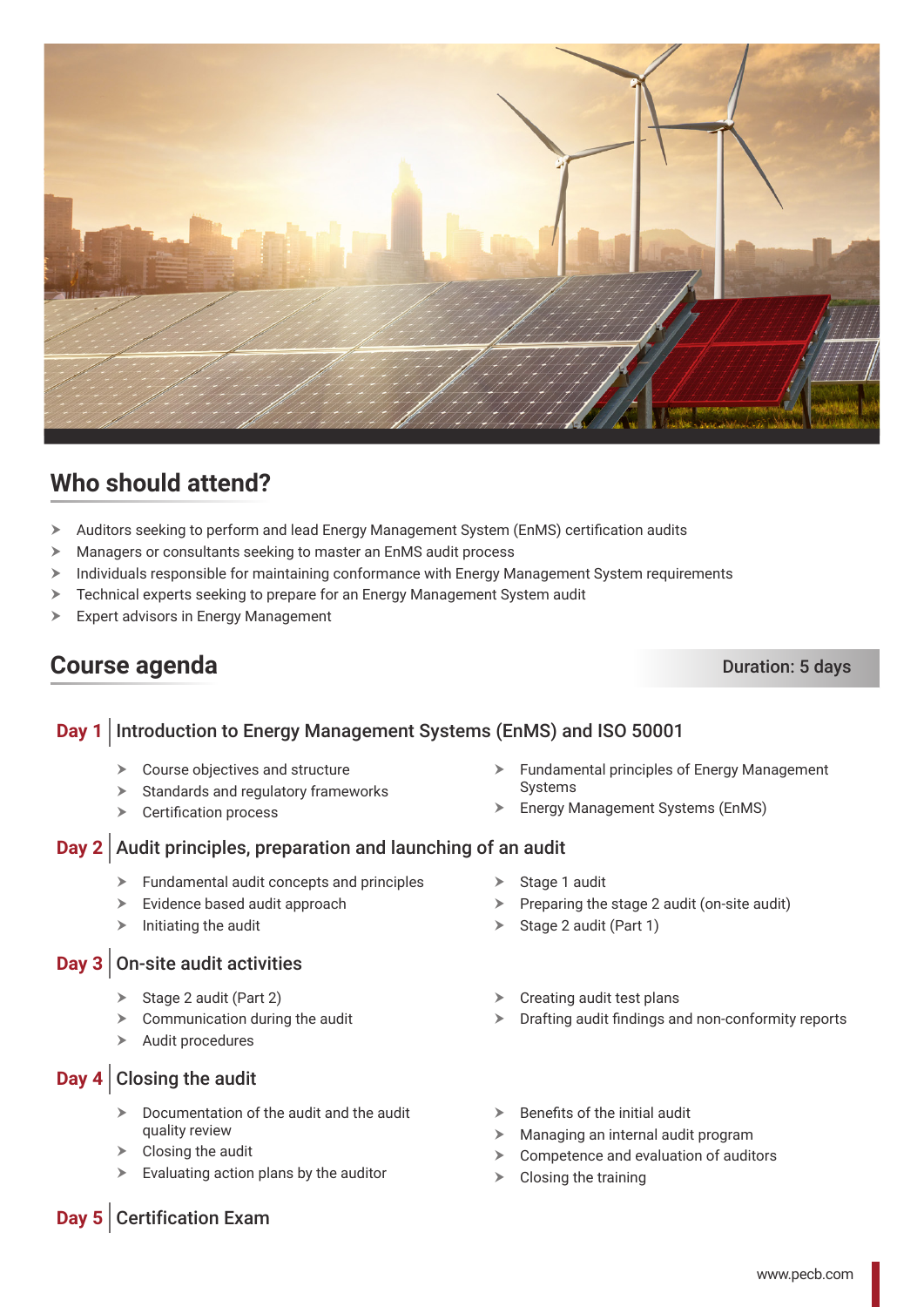## Who should attend?

- Auditors seeking to perform and lead Energy Management System (EnMS) certification audits
- Managers or consultants seeking to master an EnMS audit process
- Individuals responsible for maintaining conformance with Energy Management System requirements
- Technical experts seeking to prepare for an Energy Management System audit
- Expert advisors in Energy Management

## Course agenda

**Duration: 5 days**

### Day 1 | Introduction to Energy Management Systems (EnMS) and ISO 50001

- Course objectives and structure
- Standards and regulatory frameworks
- Certification process
- Fundamental principles of Energy Management Systems
- Energy Management Systems (EnMS)

### Day 2 | Audit principles, preparation and launching of an audit

- Fundamental audit concepts and principles
- Evidence based audit approach
- Initiating the audit
- Stage 1 audit
- Preparing the stage 2 audit (on-site audit)
- Stage 2 audit (Part 1)

### Day 3 | On-site audit activities

- Stage 2 audit (Part 2)
- Communication during the audit
- Audit procedures
- Creating audit test plans
- Drafting audit findings and non-conformity reports

### Day 4 | Closing the audit

- Documentation of the audit and the audit quality review
- Closing the audit
- Evaluating action plans by the auditor
- Benefits of the initial audit
- Managing an internal audit program
- Competence and evaluation of auditors
- Closing the training

### Day 5 | Certification Exam

www.pecb.com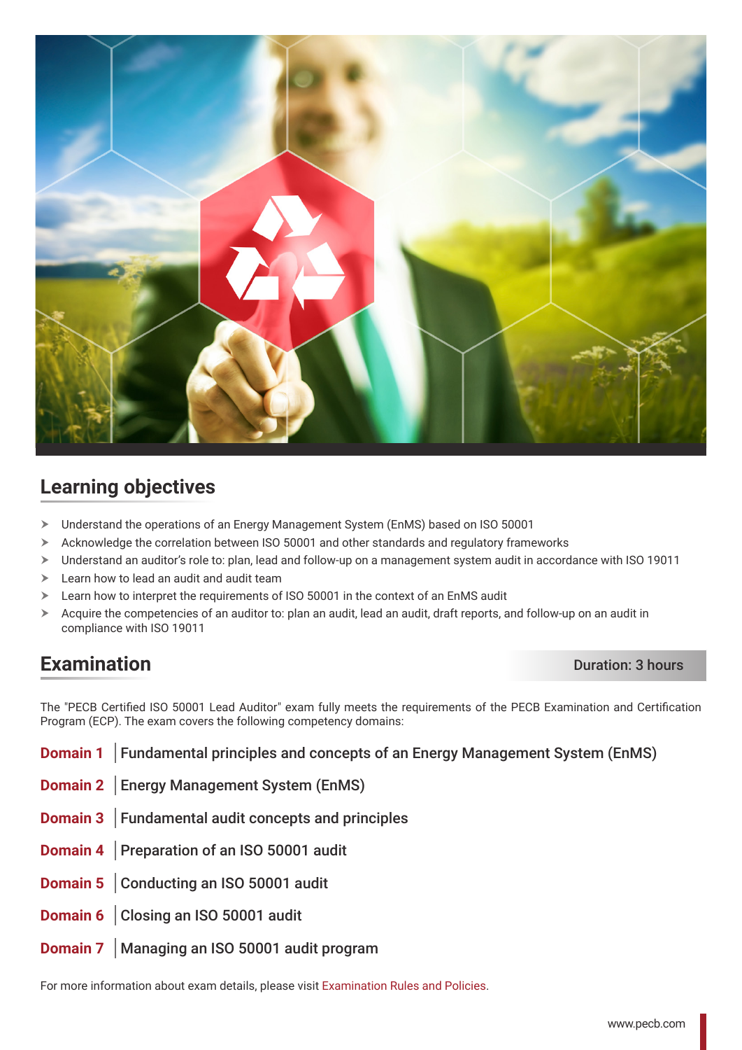## Learning objectives

- Understand the operations of an Energy Management System (EnMS) based on ISO 50001
- Acknowledge the correlation between ISO 50001 and other standards and regulatory frameworks
- Understand an auditor's role to: plan, lead and follow-up on a management system audit in accordance with ISO 19011
- Learn how to lead an audit and audit team
- Learn how to interpret the requirements of ISO 50001 in the context of an EnMS audit
- Acquire the competencies of an auditor to: plan an audit, lead an audit, draft reports, and follow-up on an audit in compliance with ISO 19011

## Examination

**Duration: 3 hours**

The "PECB Certified ISO 50001 Lead Auditor" exam fully meets the requirements of the PECB Examination and Certification Program (ECP). The exam covers the following competency domains:

**Domain 1** | Fundamental principles and concepts of an Energy Management System (EnMS)

**Domain 2** | Energy Management System (EnMS)

**Domain 3** | Fundamental audit concepts and principles

**Domain 4** | Preparation of an ISO 50001 audit

**Domain 5** | Conducting an ISO 50001 audit

**Domain 6** | Closing an ISO 50001 audit

**Domain 7** | Managing an ISO 50001 audit program

For more information about exam details, please visit Examination Rules and Policies.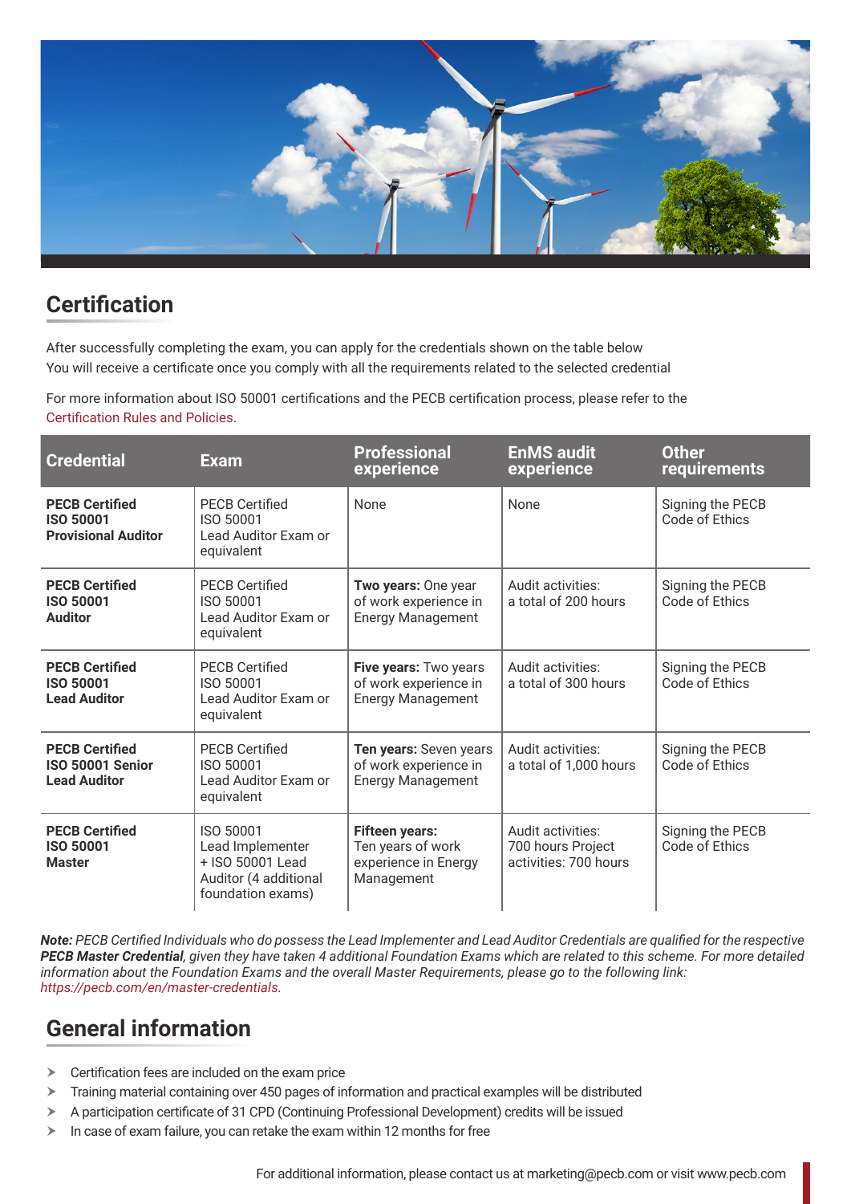## Certification

After successfully completing the exam, you can apply for the credentials shown on the table below
You will receive a certificate once you comply with all the requirements related to the selected credential

For more information about ISO 50001 certifications and the PECB certification process, please refer to the Certification Rules and Policies.

| Credential | Exam | Professional experience | EnMS audit experience | Other requirements |
|---|---|---|---|---|
| **PECB Certified ISO 50001 Provisional Auditor** | PECB Certified ISO 50001 Lead Auditor Exam or equivalent | None | None | Signing the PECB Code of Ethics |
| **PECB Certified ISO 50001 Auditor** | PECB Certified ISO 50001 Lead Auditor Exam or equivalent | **Two years:** One year of work experience in Energy Management | Audit activities: a total of 200 hours | Signing the PECB Code of Ethics |
| **PECB Certified ISO 50001 Lead Auditor** | PECB Certified ISO 50001 Lead Auditor Exam or equivalent | **Five years:** Two years of work experience in Energy Management | Audit activities: a total of 300 hours | Signing the PECB Code of Ethics |
| **PECB Certified ISO 50001 Senior Lead Auditor** | PECB Certified ISO 50001 Lead Auditor Exam or equivalent | **Ten years:** Seven years of work experience in Energy Management | Audit activities: a total of 1,000 hours | Signing the PECB Code of Ethics |
| **PECB Certified ISO 50001 Master** | ISO 50001 Lead Implementer + ISO 50001 Lead Auditor (4 additional foundation exams) | **Fifteen years:** Ten years of work experience in Energy Management | Audit activities: 700 hours Project activities: 700 hours | Signing the PECB Code of Ethics |

***Note:*** *PECB Certified Individuals who do possess the Lead Implementer and Lead Auditor Credentials are qualified for the respective* ***PECB Master Credential****, given they have taken 4 additional Foundation Exams which are related to this scheme. For more detailed information about the Foundation Exams and the overall Master Requirements, please go to the following link: https://pecb.com/en/master-credentials.*

## General information

- Certification fees are included on the exam price
- Training material containing over 450 pages of information and practical examples will be distributed
- A participation certificate of 31 CPD (Continuing Professional Development) credits will be issued
- In case of exam failure, you can retake the exam within 12 months for free

For additional information, please contact us at marketing@pecb.com or visit www.pecb.com